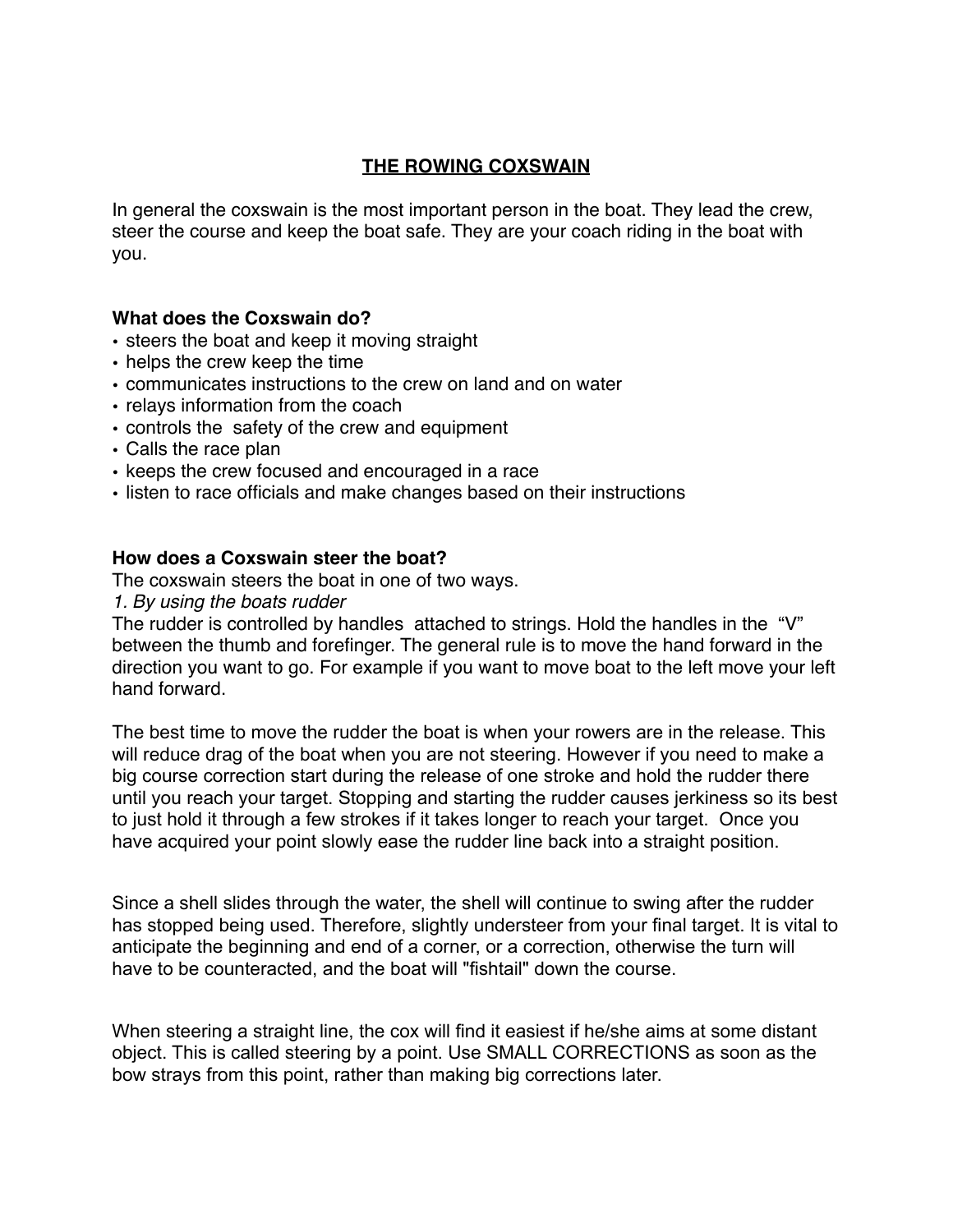# THE ROWING COXSWAIN

In general the coxswain is the most important person in the boat. They lead the crew, steer the course and keep the boat safe. They are your coach riding in the boat with you.

**What does the Coxswain do?**

- steers the boat and keep it moving straight
- helps the crew keep the time
- communicates instructions to the crew on land and on water
- relays information from the coach
- controls the  safety of the crew and equipment
- Calls the race plan
- keeps the crew focused and encouraged in a race
- listen to race officials and make changes based on their instructions

**How does a Coxswain steer the boat?**

The coxswain steers the boat in one of two ways.

*1. By using the boats rudder*

The rudder is controlled by handles  attached to strings. Hold the handles in the  "V" between the thumb and forefinger. The general rule is to move the hand forward in the direction you want to go. For example if you want to move boat to the left move your left hand forward.

The best time to move the rudder the boat is when your rowers are in the release. This will reduce drag of the boat when you are not steering. However if you need to make a big course correction start during the release of one stroke and hold the rudder there until you reach your target. Stopping and starting the rudder causes jerkiness so its best to just hold it through a few strokes if it takes longer to reach your target.  Once you have acquired your point slowly ease the rudder line back into a straight position.

Since a shell slides through the water, the shell will continue to swing after the rudder has stopped being used. Therefore, slightly understeer from your final target. It is vital to anticipate the beginning and end of a corner, or a correction, otherwise the turn will have to be counteracted, and the boat will "fishtail" down the course.

When steering a straight line, the cox will find it easiest if he/she aims at some distant object. This is called steering by a point. Use SMALL CORRECTIONS as soon as the bow strays from this point, rather than making big corrections later.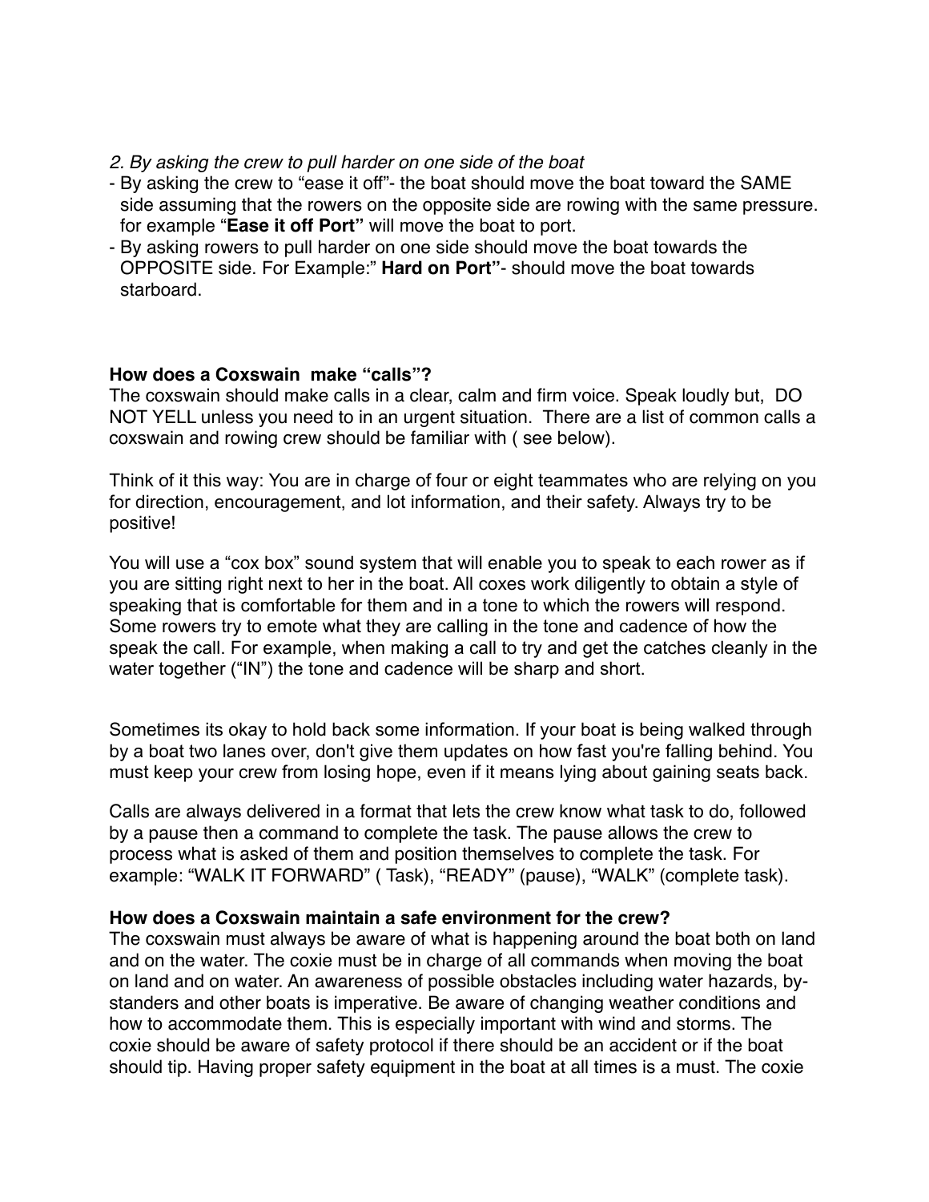*2. By asking the crew to pull harder on one side of the boat*

- By asking the crew to “ease it off”- the boat should move the boat toward the SAME side assuming that the rowers on the opposite side are rowing with the same pressure. for example “**Ease it off Port”** will move the boat to port.
- By asking rowers to pull harder on one side should move the boat towards the OPPOSITE side. For Example:” **Hard on Port”**- should move the boat towards starboard.

**How does a Coxswain make “calls”?**

The coxswain should make calls in a clear, calm and firm voice. Speak loudly but, DO NOT YELL unless you need to in an urgent situation. There are a list of common calls a coxswain and rowing crew should be familiar with ( see below).

Think of it this way: You are in charge of four or eight teammates who are relying on you for direction, encouragement, and lot information, and their safety. Always try to be positive!

You will use a “cox box” sound system that will enable you to speak to each rower as if you are sitting right next to her in the boat. All coxes work diligently to obtain a style of speaking that is comfortable for them and in a tone to which the rowers will respond. Some rowers try to emote what they are calling in the tone and cadence of how the speak the call. For example, when making a call to try and get the catches cleanly in the water together (“IN”) the tone and cadence will be sharp and short.

Sometimes its okay to hold back some information. If your boat is being walked through by a boat two lanes over, don't give them updates on how fast you're falling behind. You must keep your crew from losing hope, even if it means lying about gaining seats back.

Calls are always delivered in a format that lets the crew know what task to do, followed by a pause then a command to complete the task. The pause allows the crew to process what is asked of them and position themselves to complete the task. For example: “WALK IT FORWARD” ( Task), “READY” (pause), “WALK” (complete task).

**How does a Coxswain maintain a safe environment for the crew?**

The coxswain must always be aware of what is happening around the boat both on land and on the water. The coxie must be in charge of all commands when moving the boat on land and on water. An awareness of possible obstacles including water hazards, by-standers and other boats is imperative. Be aware of changing weather conditions and how to accommodate them. This is especially important with wind and storms. The coxie should be aware of safety protocol if there should be an accident or if the boat should tip. Having proper safety equipment in the boat at all times is a must. The coxie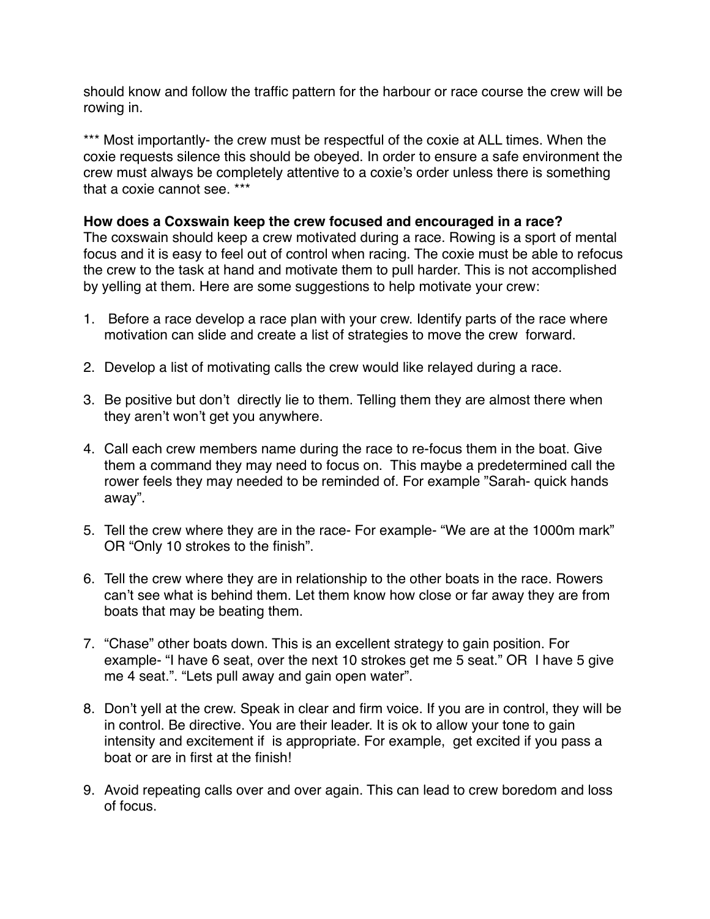should know and follow the traffic pattern for the harbour or race course the crew will be rowing in.

*** Most importantly- the crew must be respectful of the coxie at ALL times. When the coxie requests silence this should be obeyed. In order to ensure a safe environment the crew must always be completely attentive to a coxie's order unless there is something that a coxie cannot see. ***

**How does a Coxswain keep the crew focused and encouraged in a race?**

The coxswain should keep a crew motivated during a race. Rowing is a sport of mental focus and it is easy to feel out of control when racing. The coxie must be able to refocus the crew to the task at hand and motivate them to pull harder. This is not accomplished by yelling at them. Here are some suggestions to help motivate your crew:

1. Before a race develop a race plan with your crew. Identify parts of the race where motivation can slide and create a list of strategies to move the crew forward.

2. Develop a list of motivating calls the crew would like relayed during a race.

3. Be positive but don't directly lie to them. Telling them they are almost there when they aren't won't get you anywhere.

4. Call each crew members name during the race to re-focus them in the boat. Give them a command they may need to focus on. This maybe a predetermined call the rower feels they may needed to be reminded of. For example "Sarah- quick hands away".

5. Tell the crew where they are in the race- For example- "We are at the 1000m mark" OR "Only 10 strokes to the finish".

6. Tell the crew where they are in relationship to the other boats in the race. Rowers can't see what is behind them. Let them know how close or far away they are from boats that may be beating them.

7. "Chase" other boats down. This is an excellent strategy to gain position. For example- "I have 6 seat, over the next 10 strokes get me 5 seat." OR I have 5 give me 4 seat.". "Lets pull away and gain open water".

8. Don't yell at the crew. Speak in clear and firm voice. If you are in control, they will be in control. Be directive. You are their leader. It is ok to allow your tone to gain intensity and excitement if is appropriate. For example, get excited if you pass a boat or are in first at the finish!

9. Avoid repeating calls over and over again. This can lead to crew boredom and loss of focus.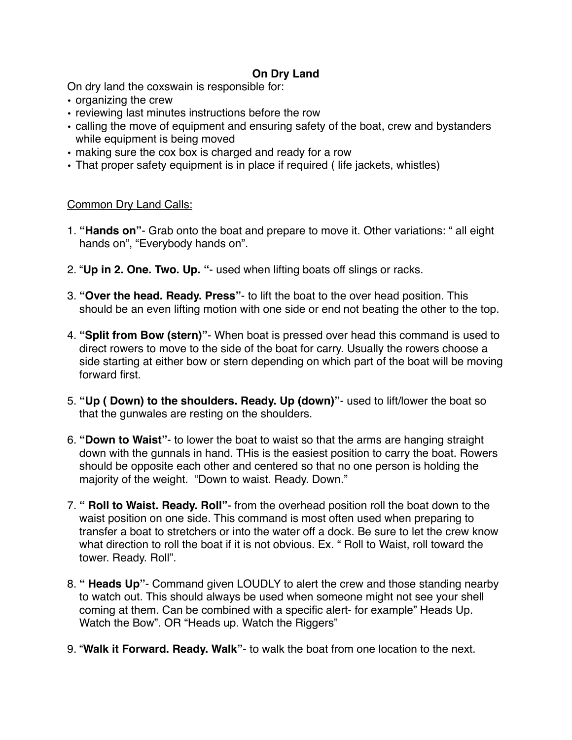## On Dry Land

On dry land the coxswain is responsible for:

- organizing the crew
- reviewing last minutes instructions before the row
- calling the move of equipment and ensuring safety of the boat, crew and bystanders while equipment is being moved
- making sure the cox box is charged and ready for a row
- That proper safety equipment is in place if required ( life jackets, whistles)

Common Dry Land Calls:

1. **"Hands on"**- Grab onto the boat and prepare to move it. Other variations: " all eight hands on", "Everybody hands on".
2. "**Up in 2. One. Two. Up. "**- used when lifting boats off slings or racks.
3. **"Over the head. Ready. Press"**- to lift the boat to the over head position. This should be an even lifting motion with one side or end not beating the other to the top.
4. **"Split from Bow (stern)"**- When boat is pressed over head this command is used to direct rowers to move to the side of the boat for carry. Usually the rowers choose a side starting at either bow or stern depending on which part of the boat will be moving forward first.
5. **"Up ( Down) to the shoulders. Ready. Up (down)"**- used to lift/lower the boat so that the gunwales are resting on the shoulders.
6. **"Down to Waist"**- to lower the boat to waist so that the arms are hanging straight down with the gunnals in hand. THis is the easiest position to carry the boat. Rowers should be opposite each other and centered so that no one person is holding the majority of the weight. "Down to waist. Ready. Down."
7. **" Roll to Waist. Ready. Roll"**- from the overhead position roll the boat down to the waist position on one side. This command is most often used when preparing to transfer a boat to stretchers or into the water off a dock. Be sure to let the crew know what direction to roll the boat if it is not obvious. Ex. " Roll to Waist, roll toward the tower. Ready. Roll".
8. **" Heads Up"**- Command given LOUDLY to alert the crew and those standing nearby to watch out. This should always be used when someone might not see your shell coming at them. Can be combined with a specific alert- for example" Heads Up. Watch the Bow". OR "Heads up. Watch the Riggers"
9. "**Walk it Forward. Ready. Walk"**- to walk the boat from one location to the next.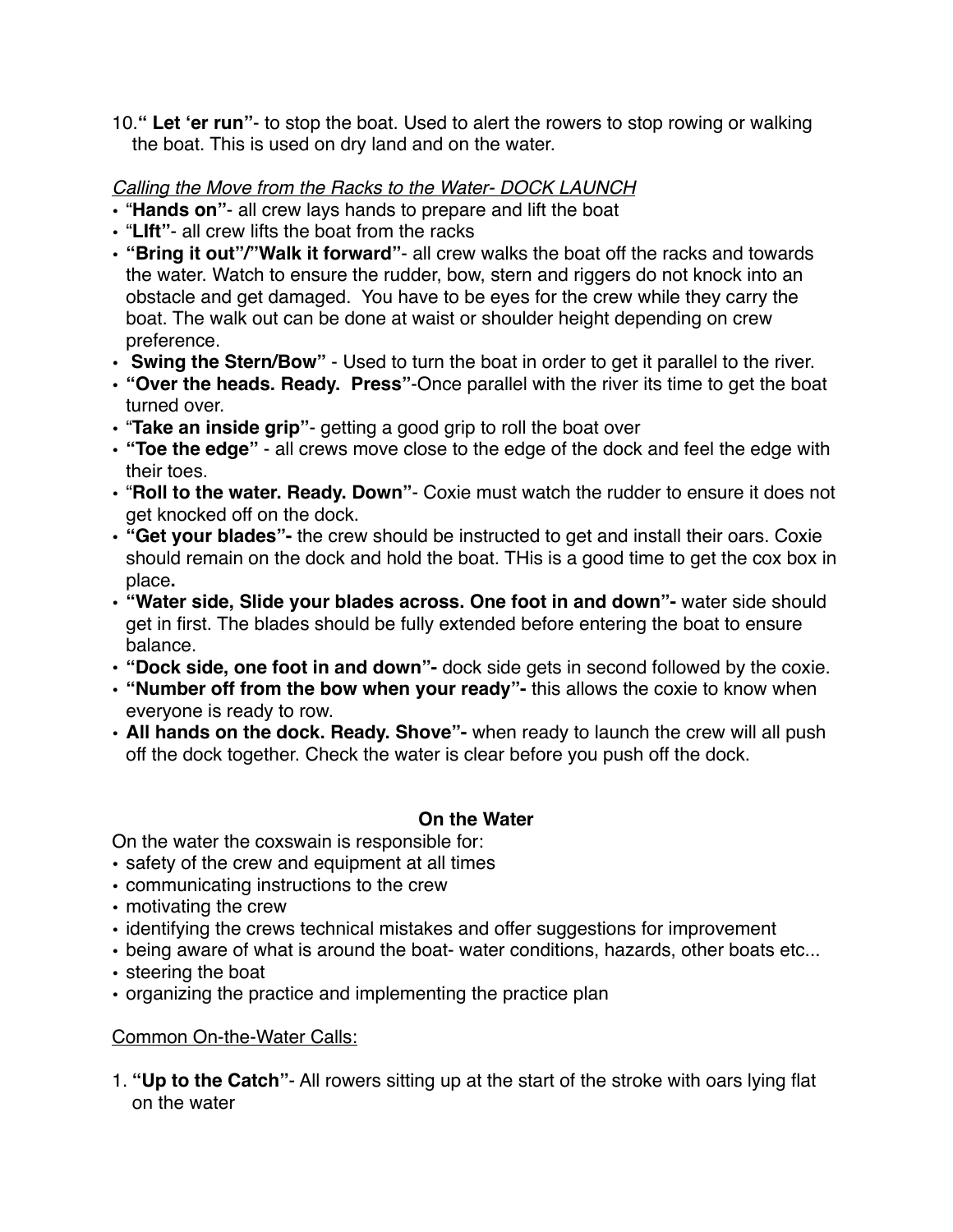10. **" Let 'er run"**- to stop the boat. Used to alert the rowers to stop rowing or walking the boat. This is used on dry land and on the water.

*Calling the Move from the Racks to the Water- DOCK LAUNCH*

- "**Hands on"**- all crew lays hands to prepare and lift the boat
- "**LIft"**- all crew lifts the boat from the racks
- **"Bring it out"/"Walk it forward"**- all crew walks the boat off the racks and towards the water. Watch to ensure the rudder, bow, stern and riggers do not knock into an obstacle and get damaged. You have to be eyes for the crew while they carry the boat. The walk out can be done at waist or shoulder height depending on crew preference.
- **Swing the Stern/Bow"** - Used to turn the boat in order to get it parallel to the river.
- **"Over the heads. Ready. Press"**-Once parallel with the river its time to get the boat turned over.
- "**Take an inside grip"**- getting a good grip to roll the boat over
- **"Toe the edge"** - all crews move close to the edge of the dock and feel the edge with their toes.
- "**Roll to the water. Ready. Down"**- Coxie must watch the rudder to ensure it does not get knocked off on the dock.
- **"Get your blades"-** the crew should be instructed to get and install their oars. Coxie should remain on the dock and hold the boat. THis is a good time to get the cox box in place**.**
- **"Water side, Slide your blades across. One foot in and down"-** water side should get in first. The blades should be fully extended before entering the boat to ensure balance.
- **"Dock side, one foot in and down"-** dock side gets in second followed by the coxie.
- **"Number off from the bow when your ready"-** this allows the coxie to know when everyone is ready to row.
- **All hands on the dock. Ready. Shove"-** when ready to launch the crew will all push off the dock together. Check the water is clear before you push off the dock.

## On the Water

On the water the coxswain is responsible for:

- safety of the crew and equipment at all times
- communicating instructions to the crew
- motivating the crew
- identifying the crews technical mistakes and offer suggestions for improvement
- being aware of what is around the boat- water conditions, hazards, other boats etc...
- steering the boat
- organizing the practice and implementing the practice plan

Common On-the-Water Calls:

1. **"Up to the Catch"**- All rowers sitting up at the start of the stroke with oars lying flat on the water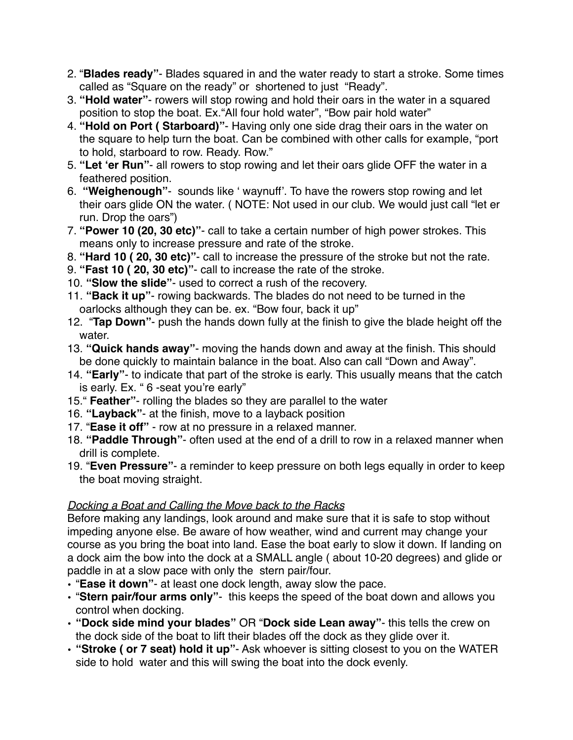2. “**Blades ready”**- Blades squared in and the water ready to start a stroke. Some times called as “Square on the ready” or shortened to just “Ready”.
3. **“Hold water”**- rowers will stop rowing and hold their oars in the water in a squared position to stop the boat. Ex.“All four hold water”, “Bow pair hold water”
4. **“Hold on Port ( Starboard)”**- Having only one side drag their oars in the water on the square to help turn the boat. Can be combined with other calls for example, “port to hold, starboard to row. Ready. Row.”
5. **“Let ‘er Run”**- all rowers to stop rowing and let their oars glide OFF the water in a feathered position.
6. **“Weighenough”**- sounds like ‘ waynuff’. To have the rowers stop rowing and let their oars glide ON the water. ( NOTE: Not used in our club. We would just call “let er run. Drop the oars”)
7. **“Power 10 (20, 30 etc)”**- call to take a certain number of high power strokes. This means only to increase pressure and rate of the stroke.
8. **“Hard 10 ( 20, 30 etc)”**- call to increase the pressure of the stroke but not the rate.
9. **“Fast 10 ( 20, 30 etc)”**- call to increase the rate of the stroke.
10. **“Slow the slide”**- used to correct a rush of the recovery.
11. **“Back it up”**- rowing backwards. The blades do not need to be turned in the oarlocks although they can be. ex. “Bow four, back it up”
12. “**Tap Down”**- push the hands down fully at the finish to give the blade height off the water.
13. **“Quick hands away”**- moving the hands down and away at the finish. This should be done quickly to maintain balance in the boat. Also can call “Down and Away”.
14. **“Early”**- to indicate that part of the stroke is early. This usually means that the catch is early. Ex. “ 6 -seat you’re early”
15. “ **Feather”**- rolling the blades so they are parallel to the water
16. **“Layback”**- at the finish, move to a layback position
17. “**Ease it off”** - row at no pressure in a relaxed manner.
18. **“Paddle Through”**- often used at the end of a drill to row in a relaxed manner when drill is complete.
19. “**Even Pressure”**- a reminder to keep pressure on both legs equally in order to keep the boat moving straight.

*Docking a Boat and Calling the Move back to the Racks*

Before making any landings, look around and make sure that it is safe to stop without impeding anyone else. Be aware of how weather, wind and current may change your course as you bring the boat into land. Ease the boat early to slow it down. If landing on a dock aim the bow into the dock at a SMALL angle ( about 10-20 degrees) and glide or paddle in at a slow pace with only the stern pair/four.

- “**Ease it down”**- at least one dock length, away slow the pace.
- “**Stern pair/four arms only”**- this keeps the speed of the boat down and allows you control when docking.
- **“Dock side mind your blades”** OR “**Dock side Lean away”**- this tells the crew on the dock side of the boat to lift their blades off the dock as they glide over it.
- **“Stroke ( or 7 seat) hold it up”**- Ask whoever is sitting closest to you on the WATER side to hold water and this will swing the boat into the dock evenly.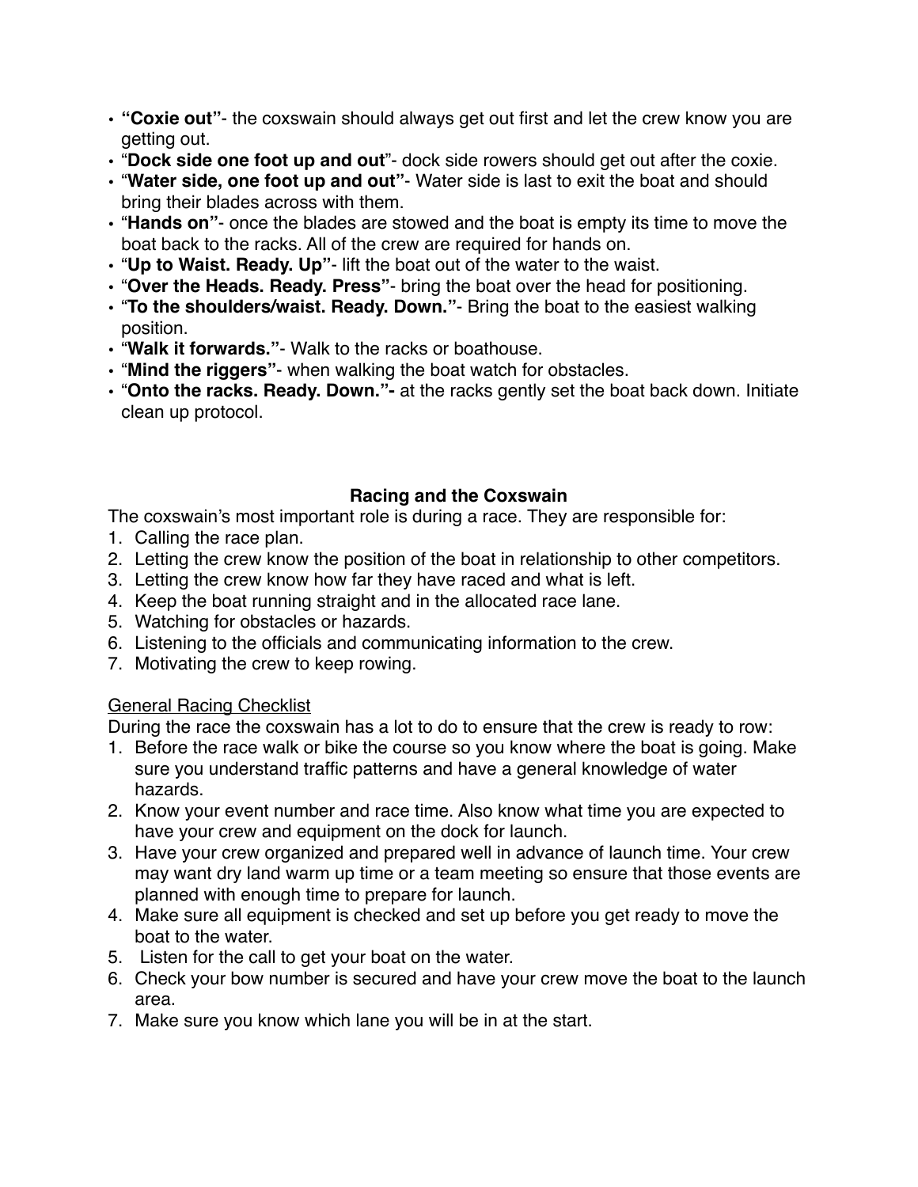- **"Coxie out"**- the coxswain should always get out first and let the crew know you are getting out.
- "**Dock side one foot up and out**"- dock side rowers should get out after the coxie.
- "**Water side, one foot up and out"**- Water side is last to exit the boat and should bring their blades across with them.
- "**Hands on"**- once the blades are stowed and the boat is empty its time to move the boat back to the racks. All of the crew are required for hands on.
- "**Up to Waist. Ready. Up"**- lift the boat out of the water to the waist.
- "**Over the Heads. Ready. Press"**- bring the boat over the head for positioning.
- "**To the shoulders/waist. Ready. Down."**- Bring the boat to the easiest walking position.
- "**Walk it forwards."**- Walk to the racks or boathouse.
- "**Mind the riggers"**- when walking the boat watch for obstacles.
- "**Onto the racks. Ready. Down."-** at the racks gently set the boat back down. Initiate clean up protocol.

## Racing and the Coxswain

The coxswain's most important role is during a race. They are responsible for:

1. Calling the race plan.
2. Letting the crew know the position of the boat in relationship to other competitors.
3. Letting the crew know how far they have raced and what is left.
4. Keep the boat running straight and in the allocated race lane.
5. Watching for obstacles or hazards.
6. Listening to the officials and communicating information to the crew.
7. Motivating the crew to keep rowing.

<u>General Racing Checklist</u>

During the race the coxswain has a lot to do to ensure that the crew is ready to row:

1. Before the race walk or bike the course so you know where the boat is going. Make sure you understand traffic patterns and have a general knowledge of water hazards.
2. Know your event number and race time. Also know what time you are expected to have your crew and equipment on the dock for launch.
3. Have your crew organized and prepared well in advance of launch time. Your crew may want dry land warm up time or a team meeting so ensure that those events are planned with enough time to prepare for launch.
4. Make sure all equipment is checked and set up before you get ready to move the boat to the water.
5. Listen for the call to get your boat on the water.
6. Check your bow number is secured and have your crew move the boat to the launch area.
7. Make sure you know which lane you will be in at the start.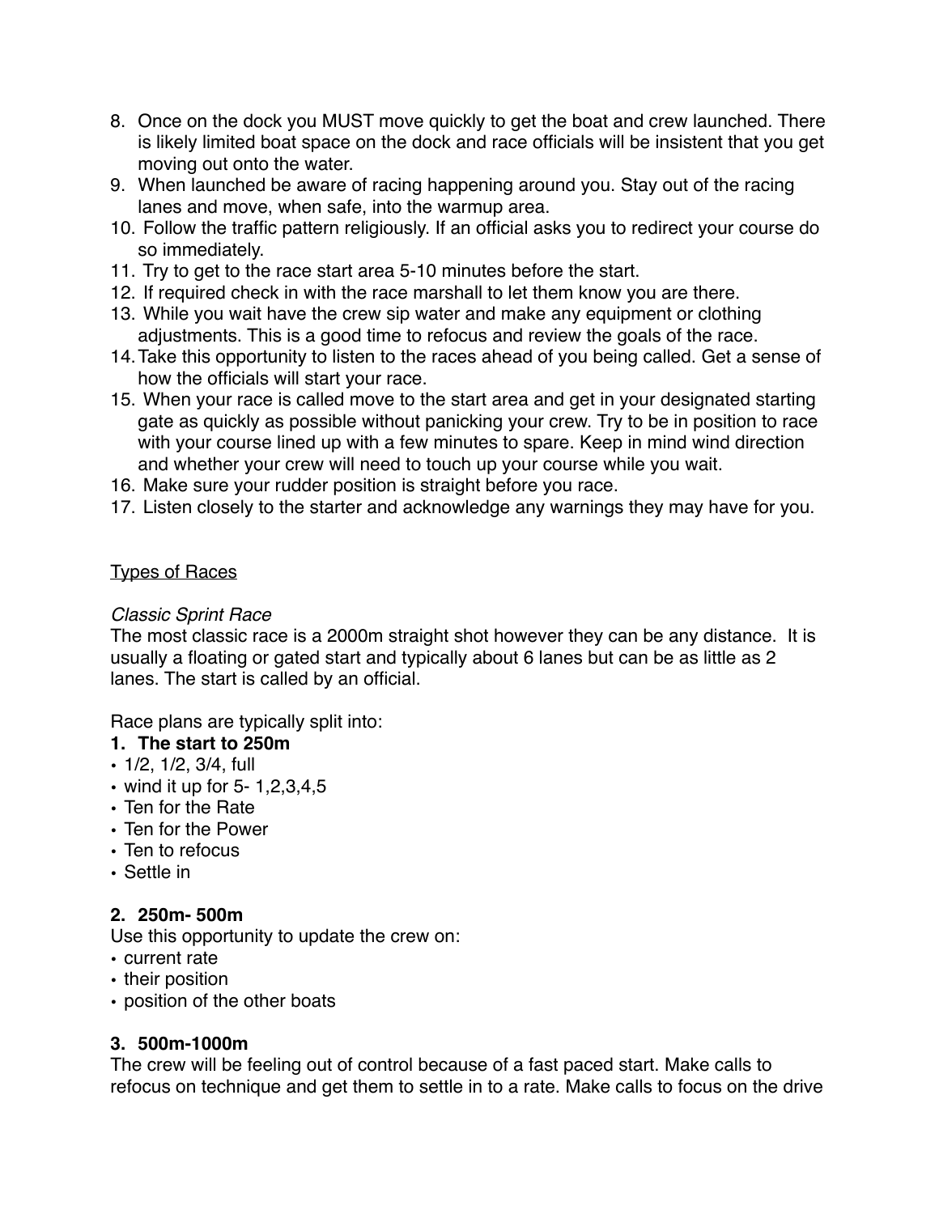8. Once on the dock you MUST move quickly to get the boat and crew launched. There is likely limited boat space on the dock and race officials will be insistent that you get moving out onto the water.
9. When launched be aware of racing happening around you. Stay out of the racing lanes and move, when safe, into the warmup area.
10. Follow the traffic pattern religiously. If an official asks you to redirect your course do so immediately.
11. Try to get to the race start area 5-10 minutes before the start.
12. If required check in with the race marshall to let them know you are there.
13. While you wait have the crew sip water and make any equipment or clothing adjustments. This is a good time to refocus and review the goals of the race.
14. Take this opportunity to listen to the races ahead of you being called. Get a sense of how the officials will start your race.
15. When your race is called move to the start area and get in your designated starting gate as quickly as possible without panicking your crew. Try to be in position to race with your course lined up with a few minutes to spare. Keep in mind wind direction and whether your crew will need to touch up your course while you wait.
16. Make sure your rudder position is straight before you race.
17. Listen closely to the starter and acknowledge any warnings they may have for you.

<u>Types of Races</u>

*Classic Sprint Race*

The most classic race is a 2000m straight shot however they can be any distance. It is usually a floating or gated start and typically about 6 lanes but can be as little as 2 lanes. The start is called by an official.

Race plans are typically split into:

**1. The start to 250m**

- 1/2, 1/2, 3/4, full
- wind it up for 5- 1,2,3,4,5
- Ten for the Rate
- Ten for the Power
- Ten to refocus
- Settle in

**2. 250m- 500m**

Use this opportunity to update the crew on:

- current rate
- their position
- position of the other boats

**3. 500m-1000m**

The crew will be feeling out of control because of a fast paced start. Make calls to refocus on technique and get them to settle in to a rate. Make calls to focus on the drive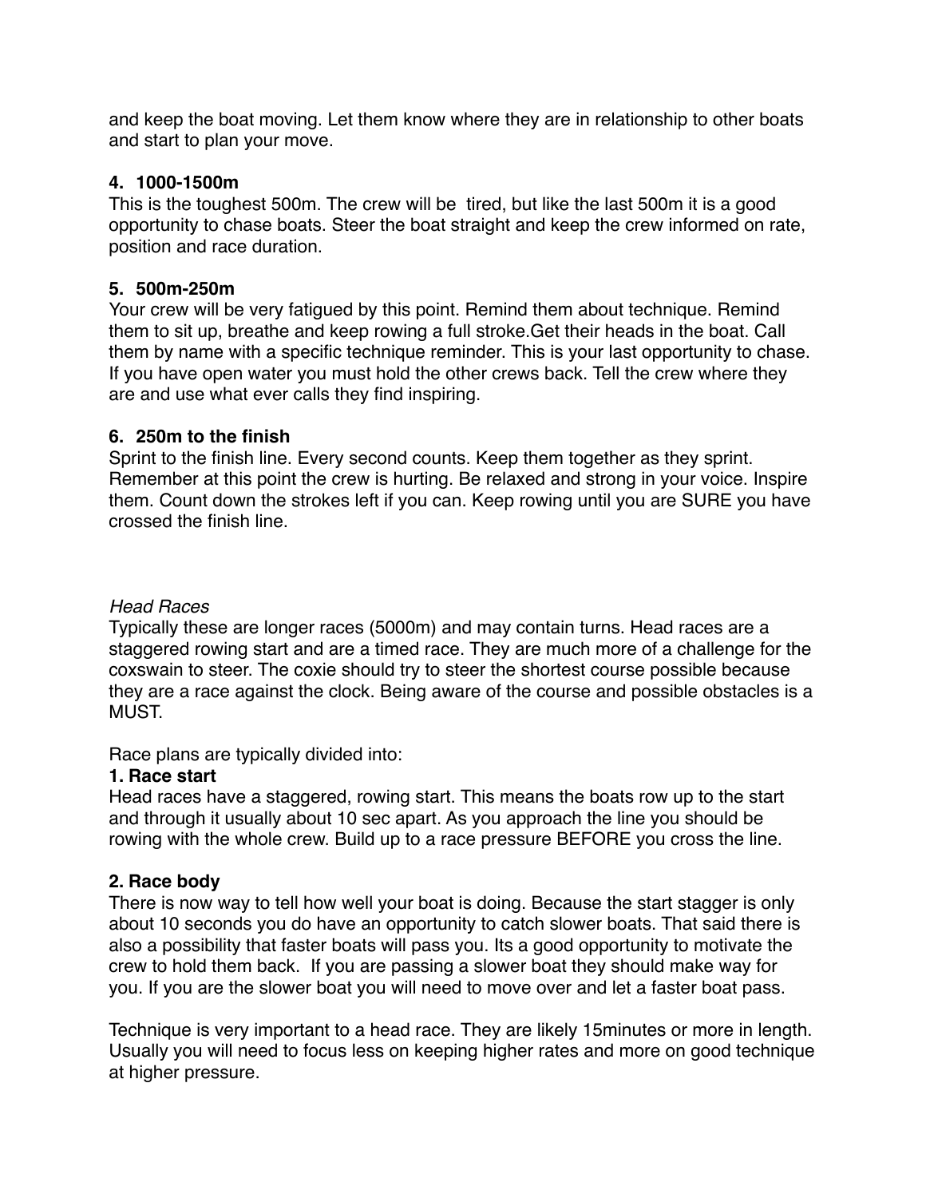and keep the boat moving. Let them know where they are in relationship to other boats and start to plan your move.

**4. 1000-1500m**

This is the toughest 500m. The crew will be  tired, but like the last 500m it is a good opportunity to chase boats. Steer the boat straight and keep the crew informed on rate, position and race duration.

**5. 500m-250m**

Your crew will be very fatigued by this point. Remind them about technique. Remind them to sit up, breathe and keep rowing a full stroke.Get their heads in the boat. Call them by name with a specific technique reminder. This is your last opportunity to chase. If you have open water you must hold the other crews back. Tell the crew where they are and use what ever calls they find inspiring.

**6. 250m to the finish**

Sprint to the finish line. Every second counts. Keep them together as they sprint. Remember at this point the crew is hurting. Be relaxed and strong in your voice. Inspire them. Count down the strokes left if you can. Keep rowing until you are SURE you have crossed the finish line.

*Head Races*

Typically these are longer races (5000m) and may contain turns. Head races are a staggered rowing start and are a timed race. They are much more of a challenge for the coxswain to steer. The coxie should try to steer the shortest course possible because they are a race against the clock. Being aware of the course and possible obstacles is a MUST.

Race plans are typically divided into:

**1. Race start**

Head races have a staggered, rowing start. This means the boats row up to the start and through it usually about 10 sec apart. As you approach the line you should be rowing with the whole crew. Build up to a race pressure BEFORE you cross the line.

**2. Race body**

There is now way to tell how well your boat is doing. Because the start stagger is only about 10 seconds you do have an opportunity to catch slower boats. That said there is also a possibility that faster boats will pass you. Its a good opportunity to motivate the crew to hold them back.  If you are passing a slower boat they should make way for you. If you are the slower boat you will need to move over and let a faster boat pass.

Technique is very important to a head race. They are likely 15minutes or more in length. Usually you will need to focus less on keeping higher rates and more on good technique at higher pressure.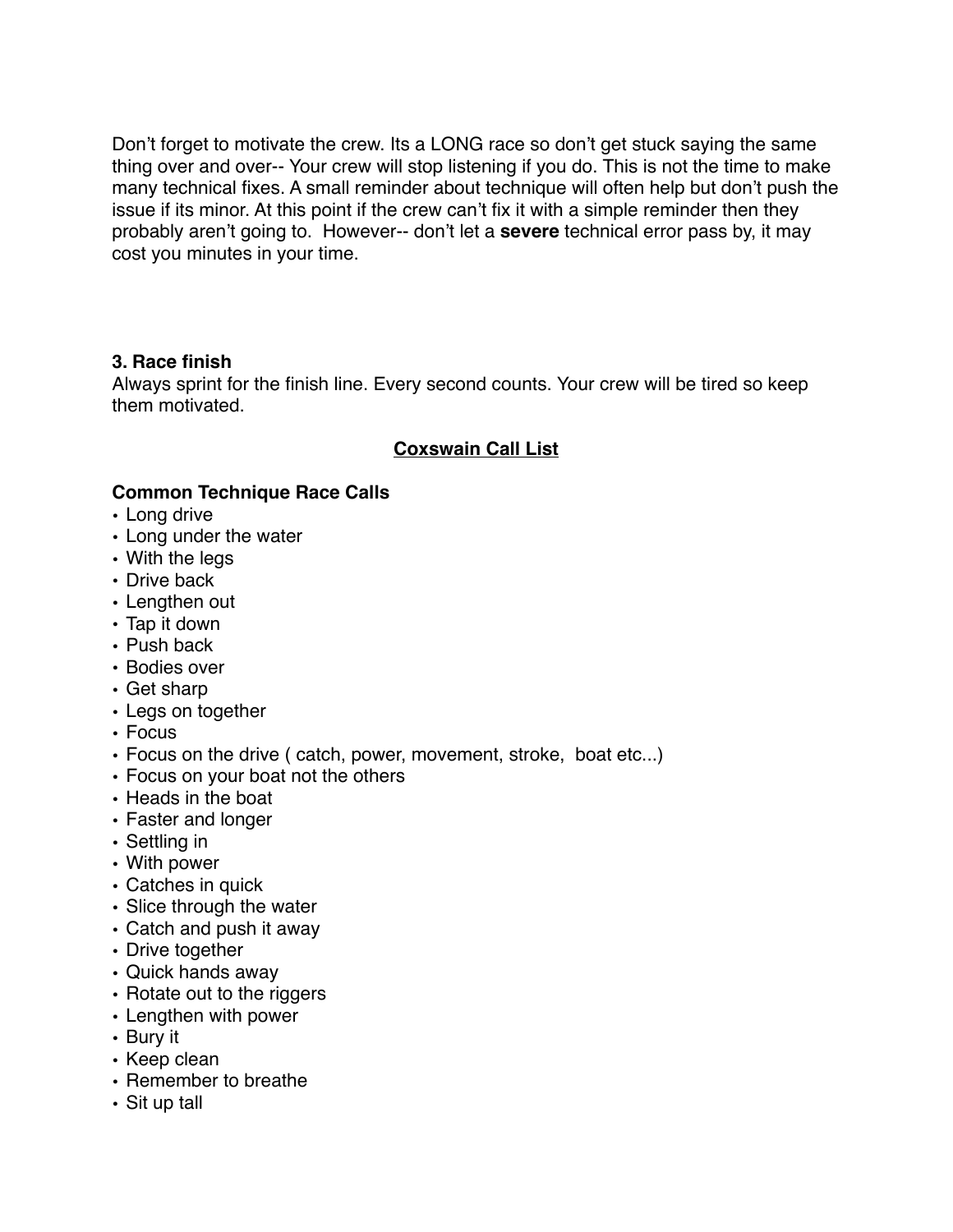Don't forget to motivate the crew. Its a LONG race so don't get stuck saying the same thing over and over-- Your crew will stop listening if you do. This is not the time to make many technical fixes. A small reminder about technique will often help but don't push the issue if its minor. At this point if the crew can't fix it with a simple reminder then they probably aren't going to. However-- don't let a **severe** technical error pass by, it may cost you minutes in your time.

### 3. Race finish

Always sprint for the finish line. Every second counts. Your crew will be tired so keep them motivated.

## <u>Coxswain Call List</u>

### Common Technique Race Calls

- Long drive
- Long under the water
- With the legs
- Drive back
- Lengthen out
- Tap it down
- Push back
- Bodies over
- Get sharp
- Legs on together
- Focus
- Focus on the drive ( catch, power, movement, stroke, boat etc...)
- Focus on your boat not the others
- Heads in the boat
- Faster and longer
- Settling in
- With power
- Catches in quick
- Slice through the water
- Catch and push it away
- Drive together
- Quick hands away
- Rotate out to the riggers
- Lengthen with power
- Bury it
- Keep clean
- Remember to breathe
- Sit up tall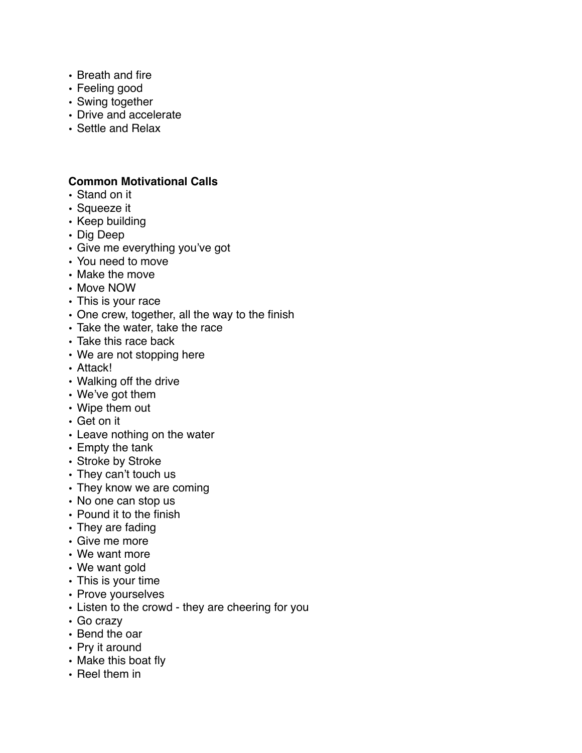- Breath and fire
- Feeling good
- Swing together
- Drive and accelerate
- Settle and Relax

**Common Motivational Calls**

- Stand on it
- Squeeze it
- Keep building
- Dig Deep
- Give me everything you've got
- You need to move
- Make the move
- Move NOW
- This is your race
- One crew, together, all the way to the finish
- Take the water, take the race
- Take this race back
- We are not stopping here
- Attack!
- Walking off the drive
- We've got them
- Wipe them out
- Get on it
- Leave nothing on the water
- Empty the tank
- Stroke by Stroke
- They can't touch us
- They know we are coming
- No one can stop us
- Pound it to the finish
- They are fading
- Give me more
- We want more
- We want gold
- This is your time
- Prove yourselves
- Listen to the crowd - they are cheering for you
- Go crazy
- Bend the oar
- Pry it around
- Make this boat fly
- Reel them in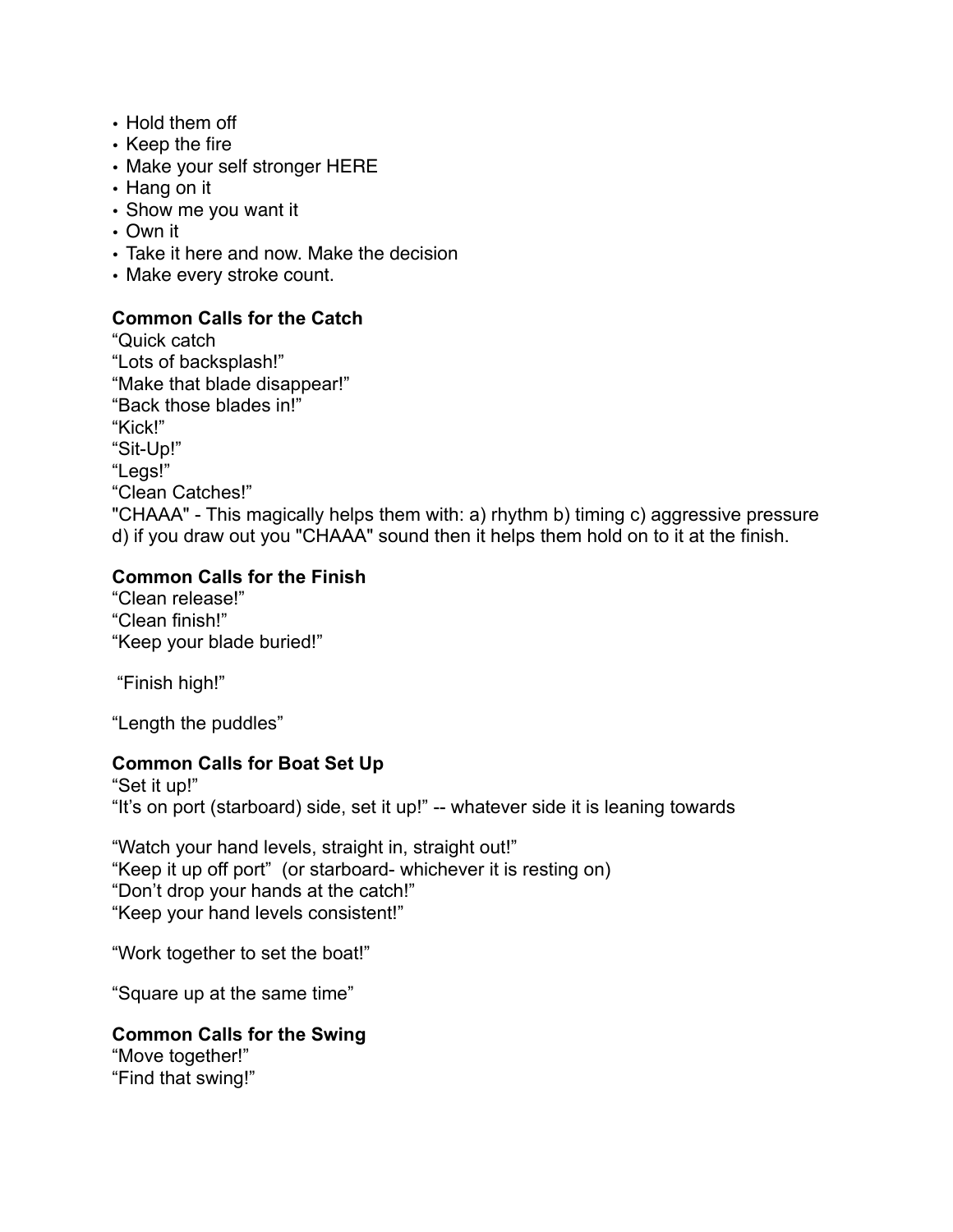- Hold them off
- Keep the fire
- Make your self stronger HERE
- Hang on it
- Show me you want it
- Own it
- Take it here and now. Make the decision
- Make every stroke count.

**Common Calls for the Catch**

“Quick catch
“Lots of backsplash!”
“Make that blade disappear!”
“Back those blades in!”
“Kick!”
“Sit-Up!”
“Legs!”
“Clean Catches!”
"CHAAA" - This magically helps them with: a) rhythm b) timing c) aggressive pressure d) if you draw out you "CHAAA" sound then it helps them hold on to it at the finish.

**Common Calls for the Finish**

“Clean release!”
“Clean finish!”
“Keep your blade buried!”

“Finish high!”

“Length the puddles”

**Common Calls for Boat Set Up**

“Set it up!”
“It’s on port (starboard) side, set it up!” -- whatever side it is leaning towards

“Watch your hand levels, straight in, straight out!”
“Keep it up off port” (or starboard- whichever it is resting on)
“Don’t drop your hands at the catch!”
“Keep your hand levels consistent!”

“Work together to set the boat!”

“Square up at the same time”

**Common Calls for the Swing**

“Move together!”
“Find that swing!”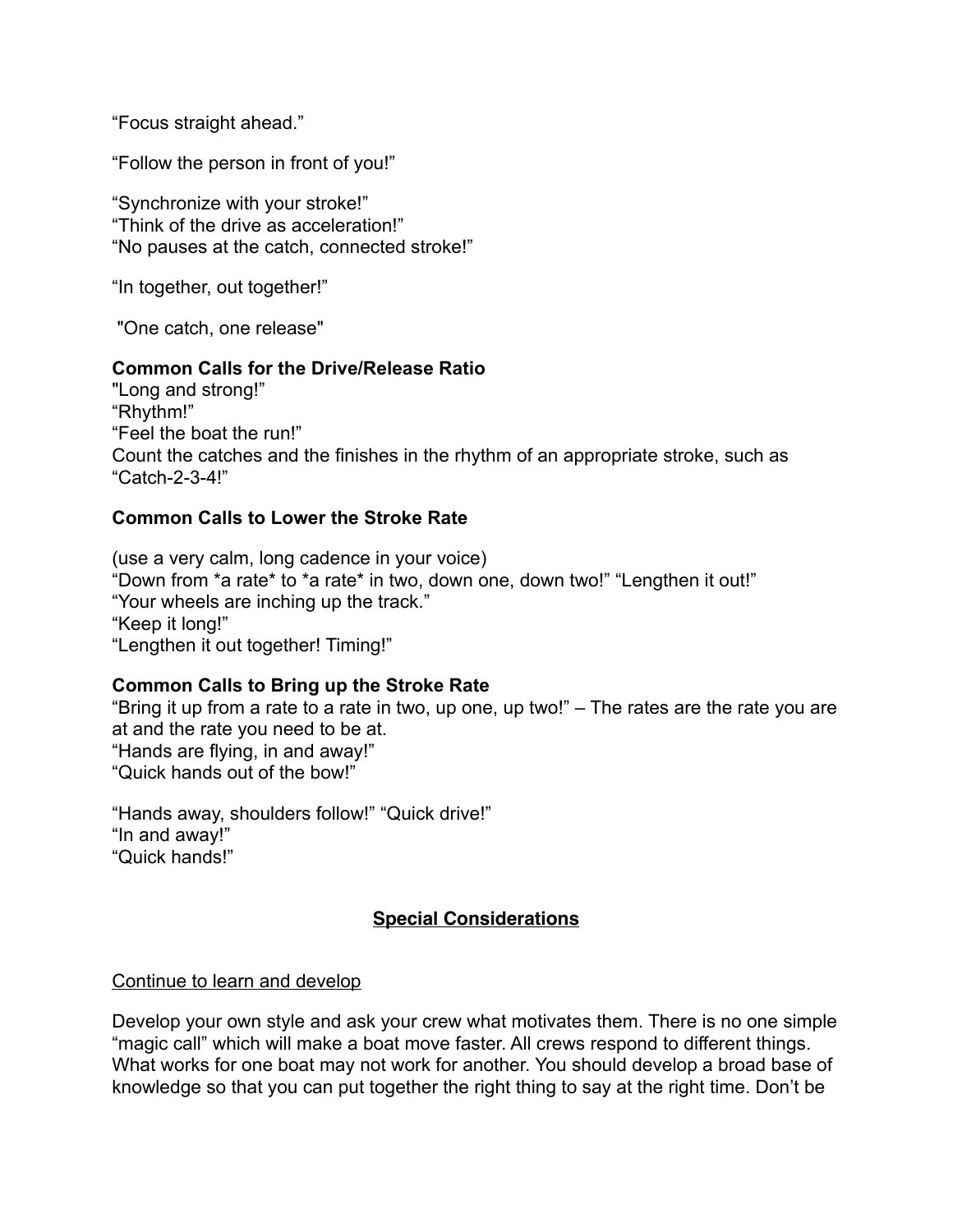“Focus straight ahead.”

“Follow the person in front of you!”

“Synchronize with your stroke!”
“Think of the drive as acceleration!”
“No pauses at the catch, connected stroke!”

“In together, out together!”

"One catch, one release"

**Common Calls for the Drive/Release Ratio**
"Long and strong!”
“Rhythm!”
“Feel the boat the run!”
Count the catches and the finishes in the rhythm of an appropriate stroke, such as “Catch-2-3-4!”

**Common Calls to Lower the Stroke Rate**

(use a very calm, long cadence in your voice)
“Down from *a rate* to *a rate* in two, down one, down two!” “Lengthen it out!”
“Your wheels are inching up the track.”
“Keep it long!”
“Lengthen it out together! Timing!”

**Common Calls to Bring up the Stroke Rate**
“Bring it up from a rate to a rate in two, up one, up two!” – The rates are the rate you are at and the rate you need to be at.
“Hands are flying, in and away!”
“Quick hands out of the bow!”

“Hands away, shoulders follow!” “Quick drive!”
“In and away!”
“Quick hands!”

## <u>Special Considerations</u>

<u>Continue to learn and develop</u>

Develop your own style and ask your crew what motivates them. There is no one simple “magic call” which will make a boat move faster. All crews respond to different things. What works for one boat may not work for another. You should develop a broad base of knowledge so that you can put together the right thing to say at the right time. Don’t be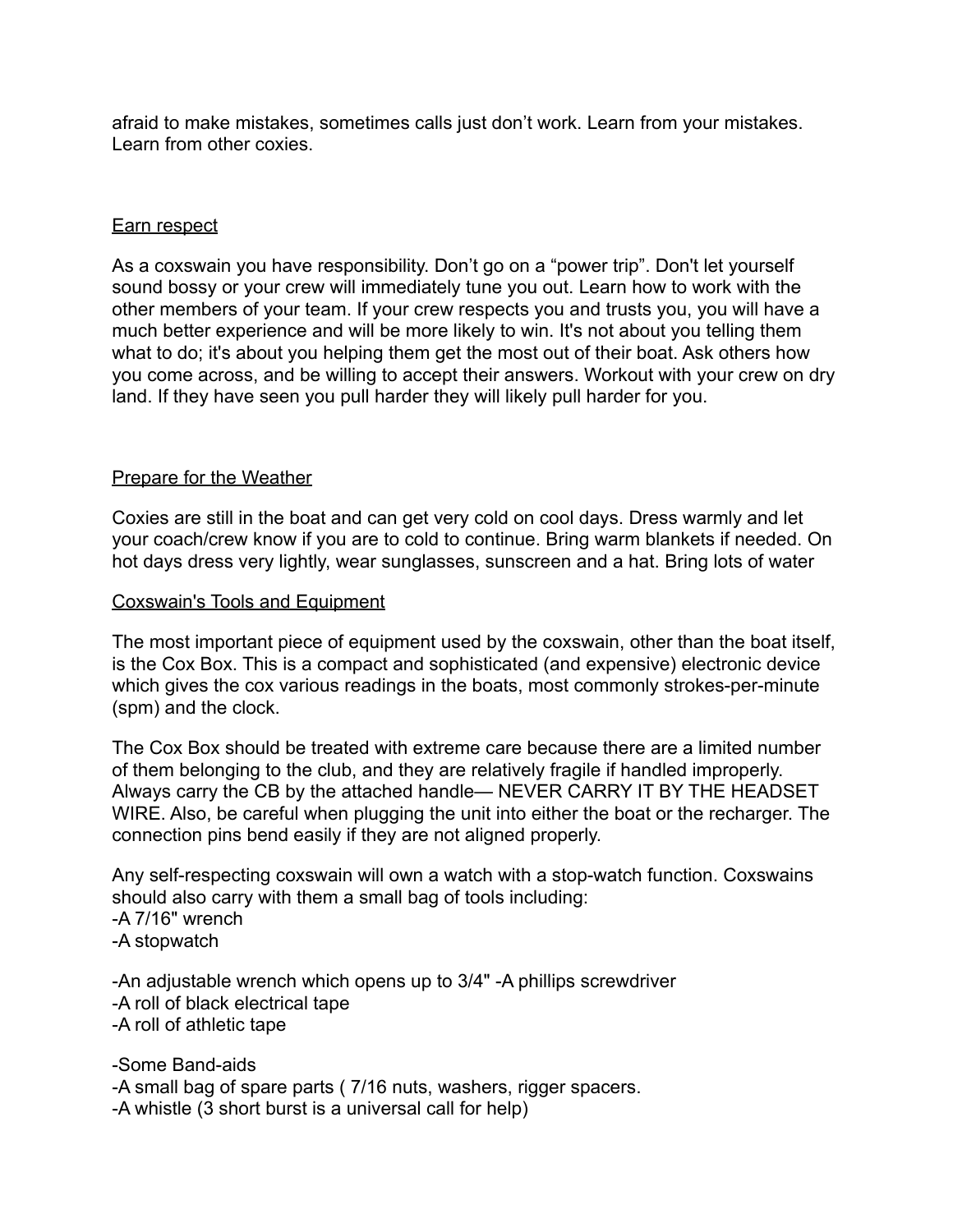afraid to make mistakes, sometimes calls just don't work. Learn from your mistakes. Learn from other coxies.

## Earn respect

As a coxswain you have responsibility. Don't go on a "power trip". Don't let yourself sound bossy or your crew will immediately tune you out. Learn how to work with the other members of your team. If your crew respects you and trusts you, you will have a much better experience and will be more likely to win. It's not about you telling them what to do; it's about you helping them get the most out of their boat. Ask others how you come across, and be willing to accept their answers. Workout with your crew on dry land. If they have seen you pull harder they will likely pull harder for you.

## Prepare for the Weather

Coxies are still in the boat and can get very cold on cool days. Dress warmly and let your coach/crew know if you are to cold to continue. Bring warm blankets if needed. On hot days dress very lightly, wear sunglasses, sunscreen and a hat. Bring lots of water

## Coxswain's Tools and Equipment

The most important piece of equipment used by the coxswain, other than the boat itself, is the Cox Box. This is a compact and sophisticated (and expensive) electronic device which gives the cox various readings in the boats, most commonly strokes-per-minute (spm) and the clock.

The Cox Box should be treated with extreme care because there are a limited number of them belonging to the club, and they are relatively fragile if handled improperly. Always carry the CB by the attached handle— NEVER CARRY IT BY THE HEADSET WIRE. Also, be careful when plugging the unit into either the boat or the recharger. The connection pins bend easily if they are not aligned properly.

Any self-respecting coxswain will own a watch with a stop-watch function. Coxswains should also carry with them a small bag of tools including:

-A 7/16" wrench
-A stopwatch

-An adjustable wrench which opens up to 3/4" -A phillips screwdriver
-A roll of black electrical tape
-A roll of athletic tape

-Some Band-aids
-A small bag of spare parts ( 7/16 nuts, washers, rigger spacers.
-A whistle (3 short burst is a universal call for help)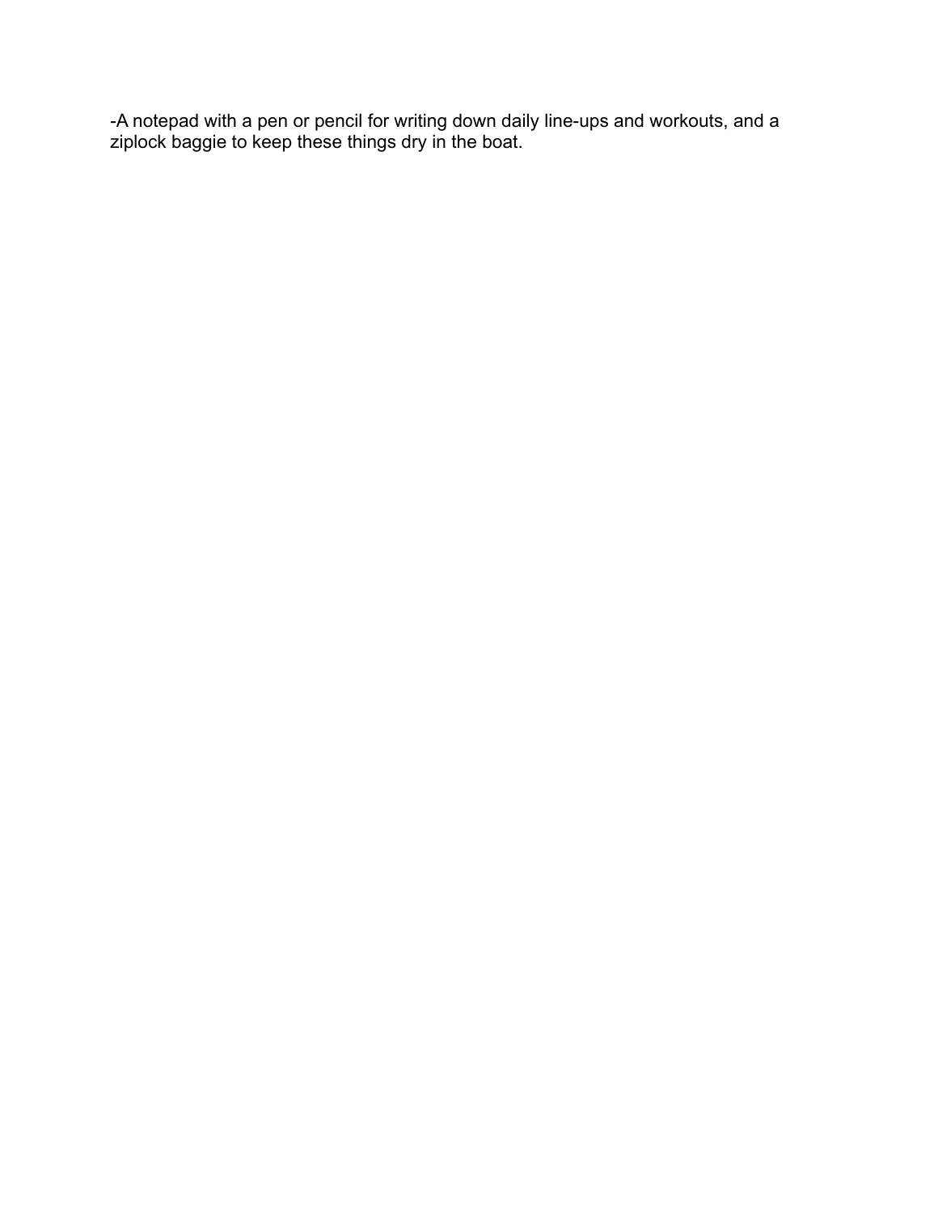-A notepad with a pen or pencil for writing down daily line-ups and workouts, and a ziplock baggie to keep these things dry in the boat.